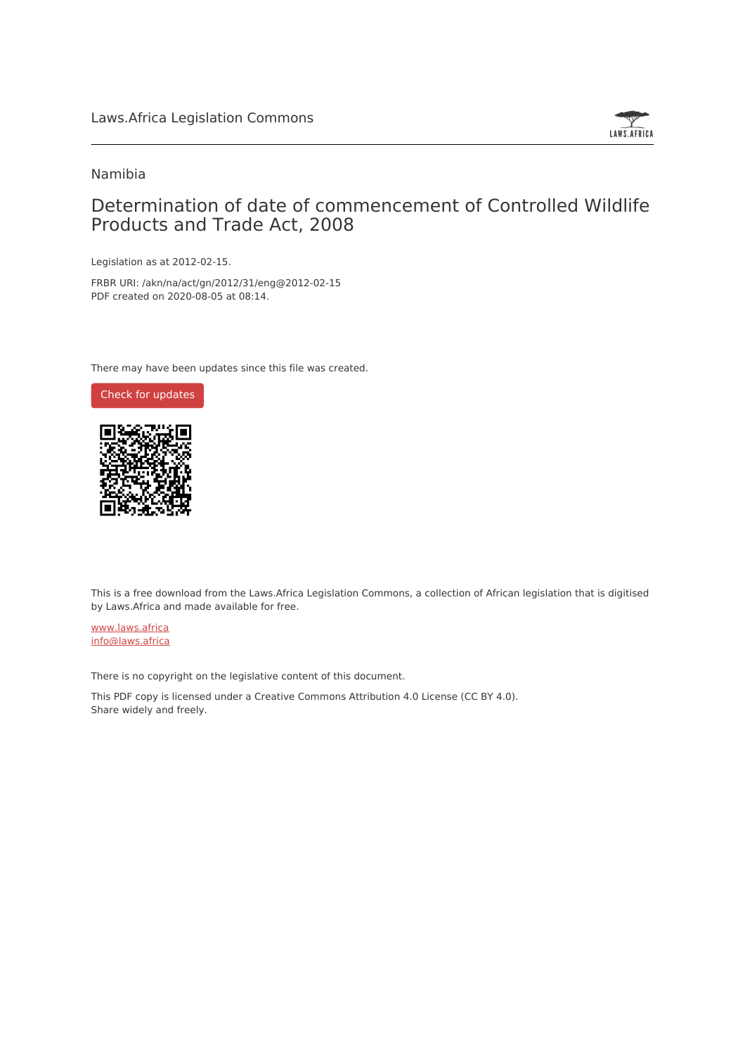Laws.Africa Legislation Commons

Namibia

# Determination of date of commencement of Controlled Wildlife Products and Trade Act, 2008

Legislation as at 2012-02-15.

FRBR URI: /akn/na/act/gn/2012/31/eng@2012-02-15

PDF created on 2020-08-05 at 08:14.

There may have been updates since this file was created.

Check for updates

This is a free download from the Laws.Africa Legislation Commons, a collection of African legislation that is digitised by Laws.Africa and made available for free.

www.laws.africa

info@laws.africa

There is no copyright on the legislative content of this document.

This PDF copy is licensed under a Creative Commons Attribution 4.0 License (CC BY 4.0).
Share widely and freely.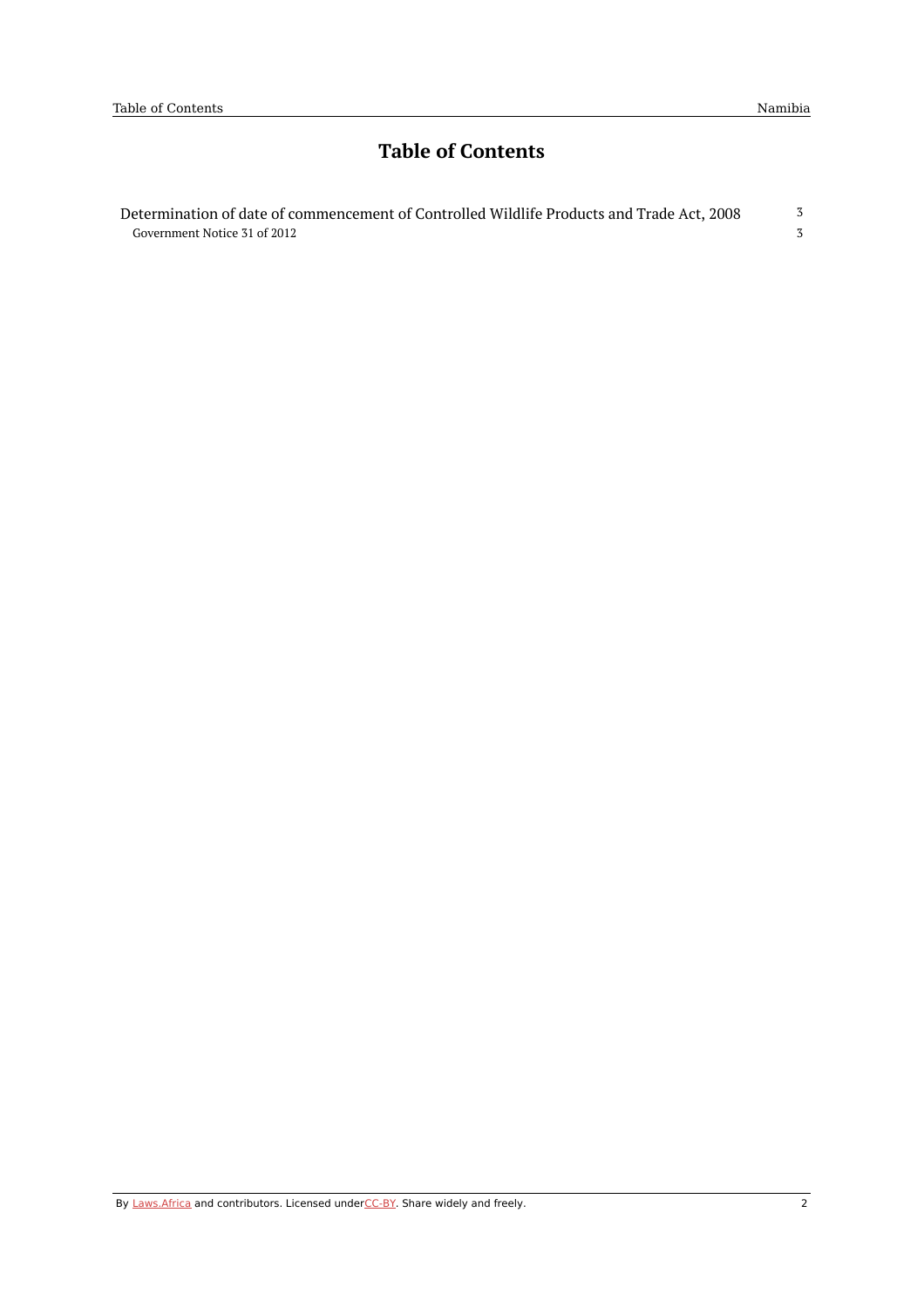# Table of Contents

| | |
|---|---|
| Determination of date of commencement of Controlled Wildlife Products and Trade Act, 2008 | 3 |
| Government Notice 31 of 2012 | 3 |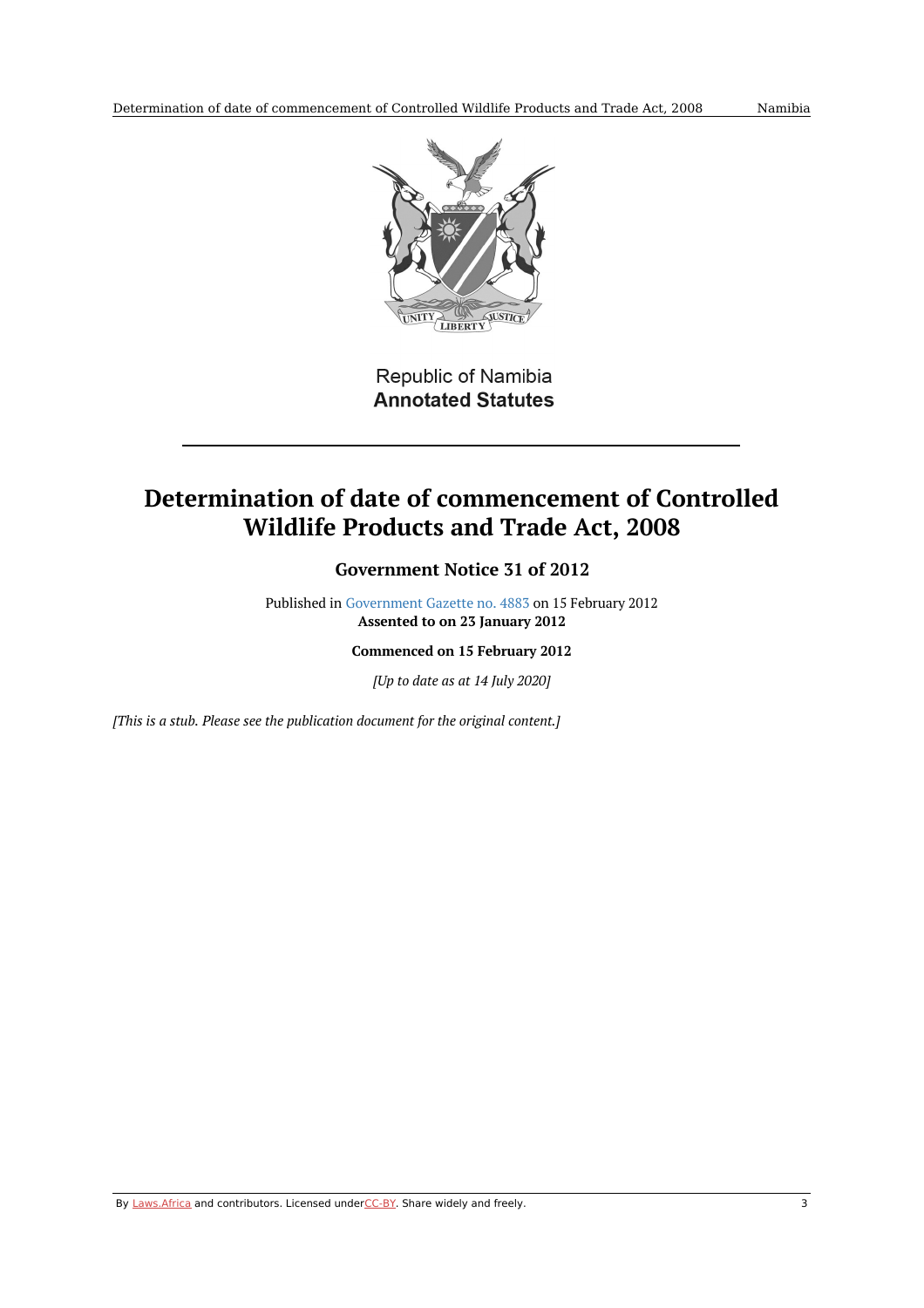Republic of Namibia
**Annotated Statutes**

# Determination of date of commencement of Controlled Wildlife Products and Trade Act, 2008

## Government Notice 31 of 2012

Published in Government Gazette no. 4883 on 15 February 2012
**Assented to on 23 January 2012**

**Commenced on 15 February 2012**

*[Up to date as at 14 July 2020]*

*[This is a stub. Please see the publication document for the original content.]*